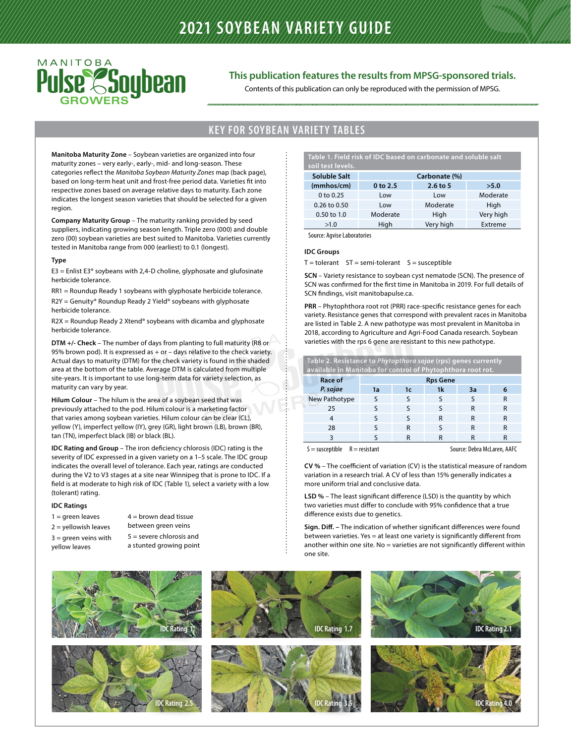# 2021 SOYBEAN VARIETY GUIDE

MANITOBA Pulse Soybean GROWERS

**This publication features the results from MPSG-sponsored trials.**

Contents of this publication can only be reproduced with the permission of MPSG.

## KEY FOR SOYBEAN VARIETY TABLES

**Manitoba Maturity Zone** – Soybean varieties are organized into four maturity zones – very early-, early-, mid- and long-season. These categories reflect the *Manitoba Soybean Maturity Zones* map (back page), based on long-term heat unit and frost-free period data. Varieties fit into respective zones based on average relative days to maturity. Each zone indicates the longest season varieties that should be selected for a given region.

**Company Maturity Group** – The maturity ranking provided by seed suppliers, indicating growing season length. Triple zero (000) and double zero (00) soybean varieties are best suited to Manitoba. Varieties currently tested in Manitoba range from 000 (earliest) to 0.1 (longest).

**Type**

E3 = Enlist E3® soybeans with 2,4-D choline, glyphosate and glufosinate herbicide tolerance.

RR1 = Roundup Ready 1 soybeans with glyphosate herbicide tolerance.

R2Y = Genuity® Roundup Ready 2 Yield® soybeans with glyphosate herbicide tolerance.

R2X = Roundup Ready 2 Xtend® soybeans with dicamba and glyphosate herbicide tolerance.

**DTM +/- Check** – The number of days from planting to full maturity (R8 or 95% brown pod). It is expressed as + or – days relative to the check variety. Actual days to maturity (DTM) for the check variety is found in the shaded area at the bottom of the table. Average DTM is calculated from multiple site-years. It is important to use long-term data for variety selection, as maturity can vary by year.

**Hilum Colour** – The hilum is the area of a soybean seed that was previously attached to the pod. Hilum colour is a marketing factor that varies among soybean varieties. Hilum colour can be clear (CL), yellow (Y), imperfect yellow (IY), grey (GR), light brown (LB), brown (BR), tan (TN), imperfect black (IB) or black (BL).

**IDC Rating and Group** – The iron deficiency chlorosis (IDC) rating is the severity of IDC expressed in a given variety on a 1–5 scale. The IDC group indicates the overall level of tolerance. Each year, ratings are conducted during the V2 to V3 stages at a site near Winnipeg that is prone to IDC. If a field is at moderate to high risk of IDC (Table 1), select a variety with a low (tolerant) rating.

**IDC Ratings**

- 1 = green leaves
- 2 = yellowish leaves
- 3 = green veins with yellow leaves
- 4 = brown dead tissue between green veins
- 5 = severe chlorosis and a stunted growing point

**Table 1. Field risk of IDC based on carbonate and soluble salt soil test levels.**

| Soluble Salt (mmhos/cm) | Carbonate (%) 0 to 2.5 | 2.6 to 5 | >5.0 |
|---|---|---|---|
| 0 to 0.25 | Low | Low | Moderate |
| 0.26 to 0.50 | Low | Moderate | High |
| 0.50 to 1.0 | Moderate | High | Very high |
| >1.0 | High | Very high | Extreme |

Source: Agvise Laboratories

**IDC Groups**

T = tolerant ST = semi-tolerant S = susceptible

**SCN** – Variety resistance to soybean cyst nematode (SCN). The presence of SCN was confirmed for the first time in Manitoba in 2019. For full details of SCN findings, visit manitobapulse.ca.

**PRR** – Phytophthora root rot (PRR) race-specific resistance genes for each variety. Resistance genes that correspond with prevalent races in Manitoba are listed in Table 2. A new pathotype was most prevalent in Manitoba in 2018, according to Agriculture and Agri-Food Canada research. Soybean varieties with the rps 6 gene are resistant to this new pathotype.

**Table 2. Resistance to *Phytopthora sojae* (rps) genes currently available in Manitoba for control of Phytophthora root rot.**

| Race of *P. sojae* | Rps Gene 1a | 1c | 1k | 3a | 6 |
|---|---|---|---|---|---|
| New Pathotype | S | S | S | S | R |
| 25 | S | S | S | R | R |
| 4 | S | S | R | R | R |
| 28 | S | R | S | R | R |
| 3 | S | R | R | R | R |

S = susceptible R = resistant Source: Debra McLaren, AAFC

**CV %** – The coefficient of variation (CV) is the statistical measure of random variation in a research trial. A CV of less than 15% generally indicates a more uniform trial and conclusive data.

**LSD %** – The least significant difference (LSD) is the quantity by which two varieties must differ to conclude with 95% confidence that a true difference exists due to genetics.

**Sign. Diff.** – The indication of whether significant differences were found between varieties. Yes = at least one variety is significantly different from another within one site. No = varieties are not significantly different within one site.

IDC Rating 1

IDC Rating 1.7

IDC Rating 2.1

IDC Rating 2.5

IDC Rating 3.5

IDC Rating 4.0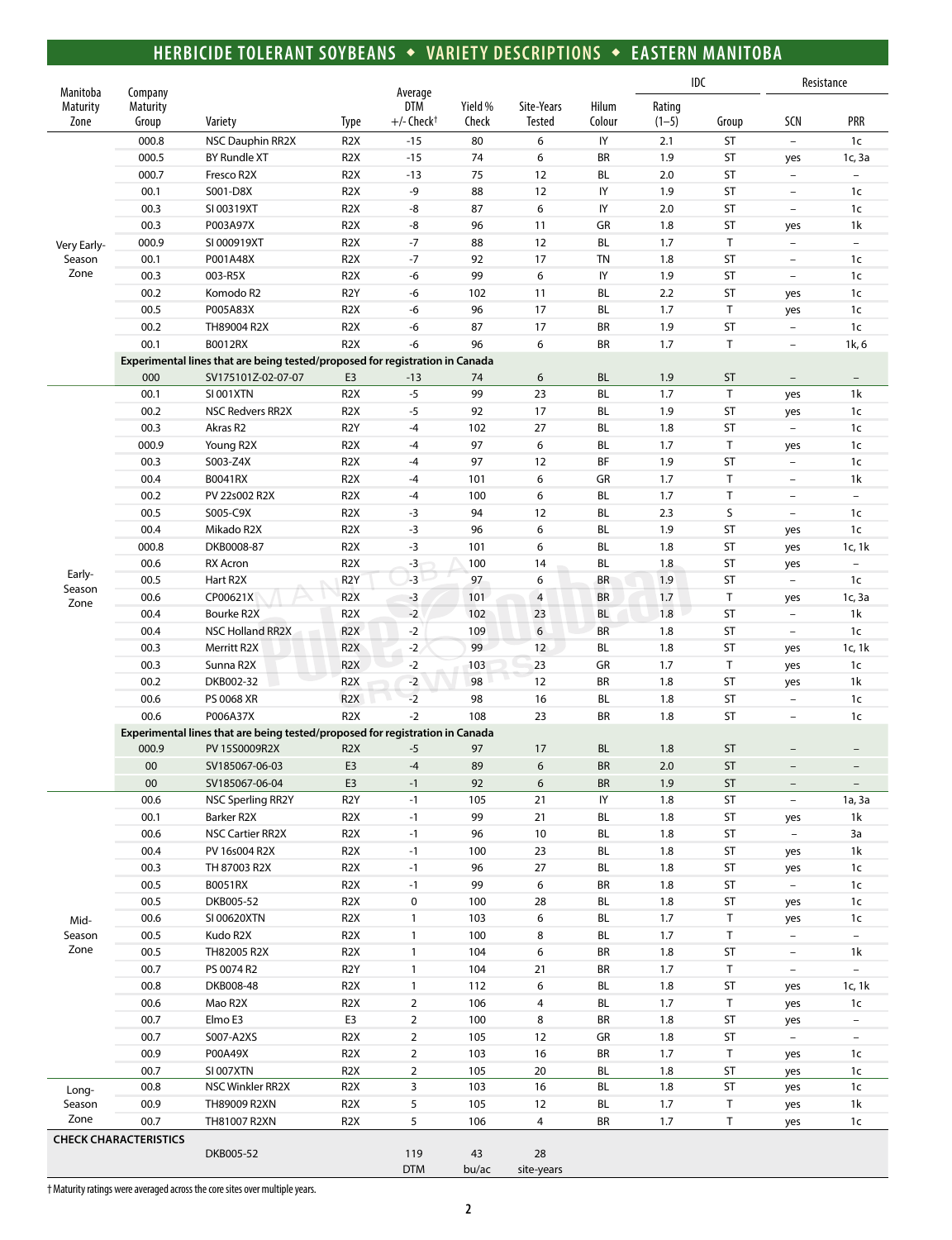# HERBICIDE TOLERANT SOYBEANS ◆ VARIETY DESCRIPTIONS ◆ EASTERN MANITOBA

| Manitoba Maturity Zone | Company Maturity Group | Variety | Type | Average DTM +/- Check† | Yield % Check | Site-Years Tested | Hilum Colour | IDC Rating (1–5) | IDC Group | Resistance SCN | Resistance PRR |
|---|---|---|---|---|---|---|---|---|---|---|---|
| Very Early-Season Zone | 000.8 | NSC Dauphin RR2X | R2X | -15 | 80 | 6 | IY | 2.1 | ST | – | 1c |
| | 000.5 | BY Rundle XT | R2X | -15 | 74 | 6 | BR | 1.9 | ST | yes | 1c, 3a |
| | 000.7 | Fresco R2X | R2X | -13 | 75 | 12 | BL | 2.0 | ST | – | – |
| | 00.1 | S001-D8X | R2X | -9 | 88 | 12 | IY | 1.9 | ST | – | 1c |
| | 00.3 | SI 00319XT | R2X | -8 | 87 | 6 | IY | 2.0 | ST | – | 1c |
| | 00.3 | P003A97X | R2X | -8 | 96 | 11 | GR | 1.8 | ST | yes | 1k |
| | 000.9 | SI 000919XT | R2X | -7 | 88 | 12 | BL | 1.7 | T | – | – |
| | 00.1 | P001A48X | R2X | -7 | 92 | 17 | TN | 1.8 | ST | – | 1c |
| | 00.3 | 003-R5X | R2X | -6 | 99 | 6 | IY | 1.9 | ST | – | 1c |
| | 00.2 | Komodo R2 | R2Y | -6 | 102 | 11 | BL | 2.2 | ST | yes | 1c |
| | 00.5 | P005A83X | R2X | -6 | 96 | 17 | BL | 1.7 | T | yes | 1c |
| | 00.2 | TH89004 R2X | R2X | -6 | 87 | 17 | BR | 1.9 | ST | – | 1c |
| | 00.1 | B0012RX | R2X | -6 | 96 | 6 | BR | 1.7 | T | – | 1k, 6 |
| **Experimental lines that are being tested/proposed for registration in Canada** | | | | | | | | | | | |
| | 000 | SV175101Z-02-07-07 | E3 | -13 | 74 | 6 | BL | 1.9 | ST | – | – |
| Early-Season Zone | 00.1 | SI 001XTN | R2X | -5 | 99 | 23 | BL | 1.7 | T | yes | 1k |
| | 00.2 | NSC Redvers RR2X | R2X | -5 | 92 | 17 | BL | 1.9 | ST | yes | 1c |
| | 00.3 | Akras R2 | R2Y | -4 | 102 | 27 | BL | 1.8 | ST | – | 1c |
| | 000.9 | Young R2X | R2X | -4 | 97 | 6 | BL | 1.7 | T | yes | 1c |
| | 00.3 | S003-Z4X | R2X | -4 | 97 | 12 | BF | 1.9 | ST | – | 1c |
| | 00.4 | B0041RX | R2X | -4 | 101 | 6 | GR | 1.7 | T | – | 1k |
| | 00.2 | PV 22s002 R2X | R2X | -4 | 100 | 6 | BL | 1.7 | T | – | – |
| | 00.5 | S005-C9X | R2X | -3 | 94 | 12 | BL | 2.3 | S | – | 1c |
| | 00.4 | Mikado R2X | R2X | -3 | 96 | 6 | BL | 1.9 | ST | yes | 1c |
| | 000.8 | DKB0008-87 | R2X | -3 | 101 | 6 | BL | 1.8 | ST | yes | 1c, 1k |
| | 00.6 | RX Acron | R2X | -3 | 100 | 14 | BL | 1.8 | ST | yes | – |
| | 00.5 | Hart R2X | R2Y | -3 | 97 | 6 | BR | 1.9 | ST | – | 1c |
| | 00.6 | CP00621X | R2X | -3 | 101 | 4 | BR | 1.7 | T | yes | 1c, 3a |
| | 00.4 | Bourke R2X | R2X | -2 | 102 | 23 | BL | 1.8 | ST | – | 1k |
| | 00.4 | NSC Holland RR2X | R2X | -2 | 109 | 6 | BR | 1.8 | ST | – | 1c |
| | 00.3 | Merritt R2X | R2X | -2 | 99 | 12 | BL | 1.8 | ST | yes | 1c, 1k |
| | 00.3 | Sunna R2X | R2X | -2 | 103 | 23 | GR | 1.7 | T | yes | 1c |
| | 00.2 | DKB002-32 | R2X | -2 | 98 | 12 | BR | 1.8 | ST | yes | 1k |
| | 00.6 | PS 0068 XR | R2X | -2 | 98 | 16 | BL | 1.8 | ST | – | 1c |
| | 00.6 | P006A37X | R2X | -2 | 108 | 23 | BR | 1.8 | ST | – | 1c |
| **Experimental lines that are being tested/proposed for registration in Canada** | | | | | | | | | | | |
| | 000.9 | PV 15S0009R2X | R2X | -5 | 97 | 17 | BL | 1.8 | ST | – | – |
| | 00 | SV185067-06-03 | E3 | -4 | 89 | 6 | BR | 2.0 | ST | – | – |
| | 00 | SV185067-06-04 | E3 | -1 | 92 | 6 | BR | 1.9 | ST | – | – |
| Mid-Season Zone | 00.6 | NSC Sperling RR2Y | R2Y | -1 | 105 | 21 | IY | 1.8 | ST | – | 1a, 3a |
| | 00.1 | Barker R2X | R2X | -1 | 99 | 21 | BL | 1.8 | ST | yes | 1k |
| | 00.6 | NSC Cartier RR2X | R2X | -1 | 96 | 10 | BL | 1.8 | ST | – | 3a |
| | 00.4 | PV 16s004 R2X | R2X | -1 | 100 | 23 | BL | 1.8 | ST | yes | 1k |
| | 00.3 | TH 87003 R2X | R2X | -1 | 96 | 27 | BL | 1.8 | ST | yes | 1c |
| | 00.5 | B0051RX | R2X | -1 | 99 | 6 | BR | 1.8 | ST | – | 1c |
| | 00.5 | DKB005-52 | R2X | 0 | 100 | 28 | BL | 1.8 | ST | yes | 1c |
| | 00.6 | SI 00620XTN | R2X | 1 | 103 | 6 | BL | 1.7 | T | yes | 1c |
| | 00.5 | Kudo R2X | R2X | 1 | 100 | 8 | BL | 1.7 | T | – | – |
| | 00.5 | TH82005 R2X | R2X | 1 | 104 | 6 | BR | 1.8 | ST | – | 1k |
| | 00.7 | PS 0074 R2 | R2Y | 1 | 104 | 21 | BR | 1.7 | T | – | – |
| | 00.8 | DKB008-48 | R2X | 1 | 112 | 6 | BL | 1.8 | ST | yes | 1c, 1k |
| | 00.6 | Mao R2X | R2X | 2 | 106 | 4 | BL | 1.7 | T | yes | 1c |
| | 00.7 | Elmo E3 | E3 | 2 | 100 | 8 | BR | 1.8 | ST | yes | – |
| | 00.7 | S007-A2XS | R2X | 2 | 105 | 12 | GR | 1.8 | ST | – | – |
| | 00.9 | P00A49X | R2X | 2 | 103 | 16 | BR | 1.7 | T | yes | 1c |
| | 00.7 | SI 007XTN | R2X | 2 | 105 | 20 | BL | 1.8 | ST | yes | 1c |
| Long-Season Zone | 00.8 | NSC Winkler RR2X | R2X | 3 | 103 | 16 | BL | 1.8 | ST | yes | 1c |
| | 00.9 | TH89009 R2XN | R2X | 5 | 105 | 12 | BL | 1.7 | T | yes | 1k |
| | 00.7 | TH81007 R2XN | R2X | 5 | 106 | 4 | BR | 1.7 | T | yes | 1c |
| **CHECK CHARACTERISTICS** | | DKB005-52 | | 119 DTM | 43 bu/ac | 28 site-years | | | | | |

† Maturity ratings were averaged across the core sites over multiple years.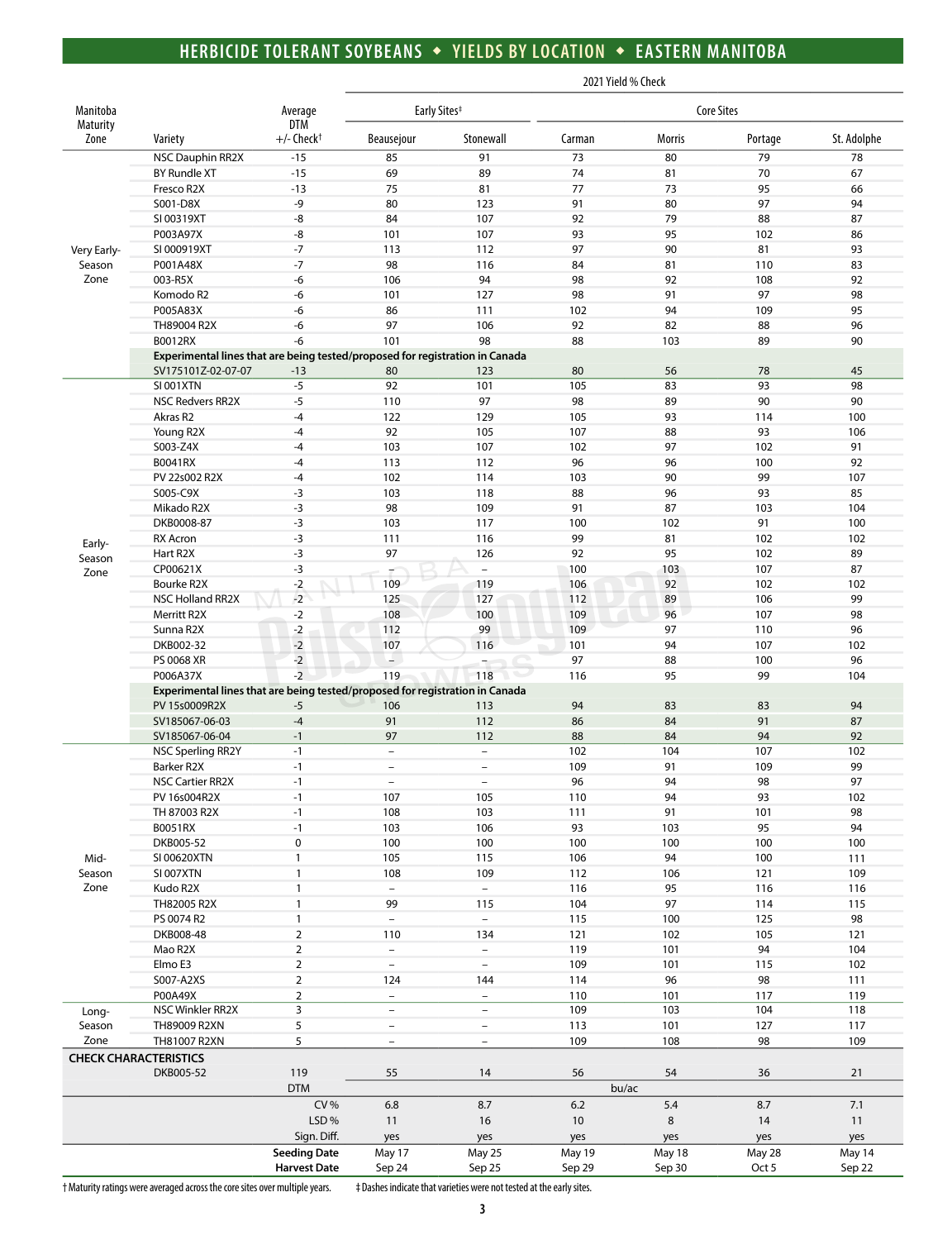## HERBICIDE TOLERANT SOYBEANS ◆ YIELDS BY LOCATION ◆ EASTERN MANITOBA

| Manitoba Maturity Zone | Variety | Average DTM +/- Check† | 2021 Yield % Check | | | | | |
|---|---|---|---|---|---|---|---|---|
| | | | Early Sites‡ | | Core Sites | | | |
| | | | Beausejour | Stonewall | Carman | Morris | Portage | St. Adolphe |
| Very Early-Season Zone | NSC Dauphin RR2X | -15 | 85 | 91 | 73 | 80 | 79 | 78 |
| | BY Rundle XT | -15 | 69 | 89 | 74 | 81 | 70 | 67 |
| | Fresco R2X | -13 | 75 | 81 | 77 | 73 | 95 | 66 |
| | S001-D8X | -9 | 80 | 123 | 91 | 80 | 97 | 94 |
| | SI 00319XT | -8 | 84 | 107 | 92 | 79 | 88 | 87 |
| | P003A97X | -8 | 101 | 107 | 93 | 95 | 102 | 86 |
| | SI 000919XT | -7 | 113 | 112 | 97 | 90 | 81 | 93 |
| | P001A48X | -7 | 98 | 116 | 84 | 81 | 110 | 83 |
| | 003-R5X | -6 | 106 | 94 | 98 | 92 | 108 | 92 |
| | Komodo R2 | -6 | 101 | 127 | 98 | 91 | 97 | 98 |
| | P005A83X | -6 | 86 | 111 | 102 | 94 | 109 | 95 |
| | TH89004 R2X | -6 | 97 | 106 | 92 | 82 | 88 | 96 |
| | B0012RX | -6 | 101 | 98 | 88 | 103 | 89 | 90 |
| | **Experimental lines that are being tested/proposed for registration in Canada** | | | | | | | |
| | SV175101Z-02-07-07 | -13 | 80 | 123 | 80 | 56 | 78 | 45 |
| Early-Season Zone | SI 001XTN | -5 | 92 | 101 | 105 | 83 | 93 | 98 |
| | NSC Redvers RR2X | -5 | 110 | 97 | 98 | 89 | 90 | 90 |
| | Akras R2 | -4 | 122 | 129 | 105 | 93 | 114 | 100 |
| | Young R2X | -4 | 92 | 105 | 107 | 88 | 93 | 106 |
| | S003-Z4X | -4 | 103 | 107 | 102 | 97 | 102 | 91 |
| | B0041RX | -4 | 113 | 112 | 96 | 96 | 100 | 92 |
| | PV 22s002 R2X | -4 | 102 | 114 | 103 | 90 | 99 | 107 |
| | S005-C9X | -3 | 103 | 118 | 88 | 96 | 93 | 85 |
| | Mikado R2X | -3 | 98 | 109 | 91 | 87 | 103 | 104 |
| | DKB0008-87 | -3 | 103 | 117 | 100 | 102 | 91 | 100 |
| | RX Acron | -3 | 111 | 116 | 99 | 81 | 102 | 102 |
| | Hart R2X | -3 | 97 | 126 | 92 | 95 | 102 | 89 |
| | CP00621X | -3 | – | – | 100 | 103 | 107 | 87 |
| | Bourke R2X | -2 | 109 | 119 | 106 | 92 | 102 | 102 |
| | NSC Holland RR2X | -2 | 125 | 127 | 112 | 89 | 106 | 99 |
| | Merritt R2X | -2 | 108 | 100 | 109 | 96 | 107 | 98 |
| | Sunna R2X | -2 | 112 | 99 | 109 | 97 | 110 | 96 |
| | DKB002-32 | -2 | 107 | 116 | 101 | 94 | 107 | 102 |
| | PS 0068 XR | -2 | – | – | 97 | 88 | 100 | 96 |
| | P006A37X | -2 | 119 | 118 | 116 | 95 | 99 | 104 |
| | **Experimental lines that are being tested/proposed for registration in Canada** | | | | | | | |
| | PV 15s0009R2X | -5 | 106 | 113 | 94 | 83 | 83 | 94 |
| | SV185067-06-03 | -4 | 91 | 112 | 86 | 84 | 91 | 87 |
| | SV185067-06-04 | -1 | 97 | 112 | 88 | 84 | 94 | 92 |
| Mid-Season Zone | NSC Sperling RR2Y | -1 | – | – | 102 | 104 | 107 | 102 |
| | Barker R2X | -1 | – | – | 109 | 91 | 109 | 99 |
| | NSC Cartier RR2X | -1 | – | – | 96 | 94 | 98 | 97 |
| | PV 16s004R2X | -1 | 107 | 105 | 110 | 94 | 93 | 102 |
| | TH 87003 R2X | -1 | 108 | 103 | 111 | 91 | 101 | 98 |
| | B0051RX | -1 | 103 | 106 | 93 | 103 | 95 | 94 |
| | DKB005-52 | 0 | 100 | 100 | 100 | 100 | 100 | 100 |
| | SI 00620XTN | 1 | 105 | 115 | 106 | 94 | 100 | 111 |
| | SI 007XTN | 1 | 108 | 109 | 112 | 106 | 121 | 109 |
| | Kudo R2X | 1 | – | – | 116 | 95 | 116 | 116 |
| | TH82005 R2X | 1 | 99 | 115 | 104 | 97 | 114 | 115 |
| | PS 0074 R2 | 1 | – | – | 115 | 100 | 125 | 98 |
| | DKB008-48 | 2 | 110 | 134 | 121 | 102 | 105 | 121 |
| | Mao R2X | 2 | – | – | 119 | 101 | 94 | 104 |
| | Elmo E3 | 2 | – | – | 109 | 101 | 115 | 102 |
| | S007-A2XS | 2 | 124 | 144 | 114 | 96 | 98 | 111 |
| | P00A49X | 2 | – | – | 110 | 101 | 117 | 119 |
| Long-Season Zone | NSC Winkler RR2X | 3 | – | – | 109 | 103 | 104 | 118 |
| | TH89009 R2XN | 5 | – | – | 113 | 101 | 127 | 117 |
| | TH81007 R2XN | 5 | – | – | 109 | 108 | 98 | 109 |
| **CHECK CHARACTERISTICS** | | | | | | | | |
| | DKB005-52 | 119 | 55 | 14 | 56 | 54 | 36 | 21 |
| | | DTM | bu/ac | | | | | |
| | | CV % | 6.8 | 8.7 | 6.2 | 5.4 | 8.7 | 7.1 |
| | | LSD % | 11 | 16 | 10 | 8 | 14 | 11 |
| | | Sign. Diff. | yes | yes | yes | yes | yes | yes |
| | | **Seeding Date** | May 17 | May 25 | May 19 | May 18 | May 28 | May 14 |
| | | **Harvest Date** | Sep 24 | Sep 25 | Sep 29 | Sep 30 | Oct 5 | Sep 22 |

† Maturity ratings were averaged across the core sites over multiple years. ‡ Dashes indicate that varieties were not tested at the early sites.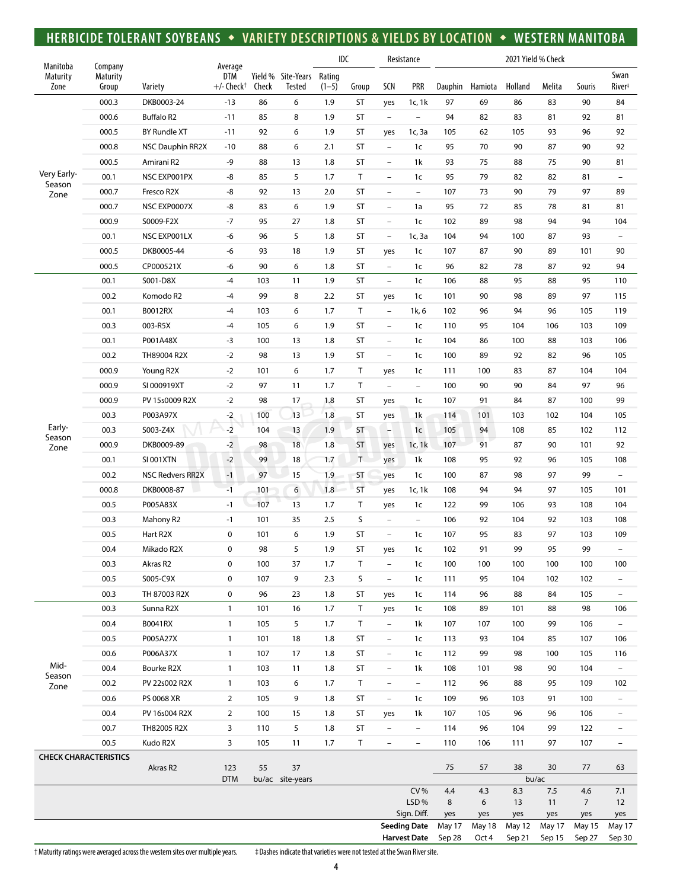## HERBICIDE TOLERANT SOYBEANS ◆ VARIETY DESCRIPTIONS & YIELDS BY LOCATION ◆ WESTERN MANITOBA

| Manitoba Maturity Zone | Company Maturity Group | Variety | Average DTM +/- Check† | Yield % Check | Site-Years Tested | IDC Rating (1–5) | IDC Group | Resistance SCN | Resistance PRR | 2021 Yield % Check Dauphin | Hamiota | Holland | Melita | Souris | Swan River‡ |
|---|---|---|---|---|---|---|---|---|---|---|---|---|---|---|---|
| Very Early-Season Zone | 000.3 | DKB0003-24 | -13 | 86 | 6 | 1.9 | ST | yes | 1c, 1k | 97 | 69 | 86 | 83 | 90 | 84 |
| | 000.6 | Buffalo R2 | -11 | 85 | 8 | 1.9 | ST | – | – | 94 | 82 | 83 | 81 | 92 | 81 |
| | 000.5 | BY Rundle XT | -11 | 92 | 6 | 1.9 | ST | yes | 1c, 3a | 105 | 62 | 105 | 93 | 96 | 92 |
| | 000.8 | NSC Dauphin RR2X | -10 | 88 | 6 | 2.1 | ST | – | 1c | 95 | 70 | 90 | 87 | 90 | 92 |
| | 000.5 | Amirani R2 | -9 | 88 | 13 | 1.8 | ST | – | 1k | 93 | 75 | 88 | 75 | 90 | 81 |
| | 00.1 | NSC EXP001PX | -8 | 85 | 5 | 1.7 | T | – | 1c | 95 | 79 | 82 | 82 | 81 | – |
| | 000.7 | Fresco R2X | -8 | 92 | 13 | 2.0 | ST | – | – | 107 | 73 | 90 | 79 | 97 | 89 |
| | 000.7 | NSC EXP0007X | -8 | 83 | 6 | 1.9 | ST | – | 1a | 95 | 72 | 85 | 78 | 81 | 81 |
| | 000.9 | S0009-F2X | -7 | 95 | 27 | 1.8 | ST | – | 1c | 102 | 89 | 98 | 94 | 94 | 104 |
| | 00.1 | NSC EXP001LX | -6 | 96 | 5 | 1.8 | ST | – | 1c, 3a | 104 | 94 | 100 | 87 | 93 | – |
| | 000.5 | DKB0005-44 | -6 | 93 | 18 | 1.9 | ST | yes | 1c | 107 | 87 | 90 | 89 | 101 | 90 |
| | 000.5 | CP000521X | -6 | 90 | 6 | 1.8 | ST | – | 1c | 96 | 82 | 78 | 87 | 92 | 94 |
| Early-Season Zone | 00.1 | S001-D8X | -4 | 103 | 11 | 1.9 | ST | – | 1c | 106 | 88 | 95 | 88 | 95 | 110 |
| | 00.2 | Komodo R2 | -4 | 99 | 8 | 2.2 | ST | yes | 1c | 101 | 90 | 98 | 89 | 97 | 115 |
| | 00.1 | B0012RX | -4 | 103 | 6 | 1.7 | T | – | 1k, 6 | 102 | 96 | 94 | 96 | 105 | 119 |
| | 00.3 | 003-R5X | -4 | 105 | 6 | 1.9 | ST | – | 1c | 110 | 95 | 104 | 106 | 103 | 109 |
| | 00.1 | P001A48X | -3 | 100 | 13 | 1.8 | ST | – | 1c | 104 | 86 | 100 | 88 | 103 | 106 |
| | 00.2 | TH89004 R2X | -2 | 98 | 13 | 1.9 | ST | – | 1c | 100 | 89 | 92 | 82 | 96 | 105 |
| | 000.9 | Young R2X | -2 | 101 | 6 | 1.7 | T | yes | 1c | 111 | 100 | 83 | 87 | 104 | 104 |
| | 000.9 | SI 000919XT | -2 | 97 | 11 | 1.7 | T | – | – | 100 | 90 | 90 | 84 | 97 | 96 |
| | 000.9 | PV 15s0009 R2X | -2 | 98 | 17 | 1.8 | ST | yes | 1c | 107 | 91 | 84 | 87 | 100 | 99 |
| | 00.3 | P003A97X | -2 | 100 | 13 | 1.8 | ST | yes | 1k | 114 | 101 | 103 | 102 | 104 | 105 |
| | 00.3 | S003-Z4X | -2 | 104 | 13 | 1.9 | ST | – | 1c | 105 | 94 | 108 | 85 | 102 | 112 |
| | 000.9 | DKB0009-89 | -2 | 98 | 18 | 1.8 | ST | yes | 1c, 1k | 107 | 91 | 87 | 90 | 101 | 92 |
| | 00.1 | SI 001XTN | -2 | 99 | 18 | 1.7 | T | yes | 1k | 108 | 95 | 92 | 96 | 105 | 108 |
| | 00.2 | NSC Redvers RR2X | -1 | 97 | 15 | 1.9 | ST | yes | 1c | 100 | 87 | 98 | 97 | 99 | – |
| | 000.8 | DKB0008-87 | -1 | 101 | 6 | 1.8 | ST | yes | 1c, 1k | 108 | 94 | 94 | 97 | 105 | 101 |
| | 00.5 | P005A83X | -1 | 107 | 13 | 1.7 | T | yes | 1c | 122 | 99 | 106 | 93 | 108 | 104 |
| | 00.3 | Mahony R2 | -1 | 101 | 35 | 2.5 | S | – | – | 106 | 92 | 104 | 92 | 103 | 108 |
| | 00.5 | Hart R2X | 0 | 101 | 6 | 1.9 | ST | – | 1c | 107 | 95 | 83 | 97 | 103 | 109 |
| | 00.4 | Mikado R2X | 0 | 98 | 5 | 1.9 | ST | yes | 1c | 102 | 91 | 99 | 95 | 99 | – |
| | 00.3 | Akras R2 | 0 | 100 | 37 | 1.7 | T | – | 1c | 100 | 100 | 100 | 100 | 100 | 100 |
| | 00.5 | S005-C9X | 0 | 107 | 9 | 2.3 | S | – | 1c | 111 | 95 | 104 | 102 | 102 | – |
| | 00.3 | TH 87003 R2X | 0 | 96 | 23 | 1.8 | ST | yes | 1c | 114 | 96 | 88 | 84 | 105 | – |
| Mid-Season Zone | 00.3 | Sunna R2X | 1 | 101 | 16 | 1.7 | T | yes | 1c | 108 | 89 | 101 | 88 | 98 | 106 |
| | 00.4 | B0041RX | 1 | 105 | 5 | 1.7 | T | – | 1k | 107 | 107 | 100 | 99 | 106 | – |
| | 00.5 | P005A27X | 1 | 101 | 18 | 1.8 | ST | – | 1c | 113 | 93 | 104 | 85 | 107 | 106 |
| | 00.6 | P006A37X | 1 | 107 | 17 | 1.8 | ST | – | 1c | 112 | 99 | 98 | 100 | 105 | 116 |
| | 00.4 | Bourke R2X | 1 | 103 | 11 | 1.8 | ST | – | 1k | 108 | 101 | 98 | 90 | 104 | – |
| | 00.2 | PV 22s002 R2X | 1 | 103 | 6 | 1.7 | T | – | – | 112 | 96 | 88 | 95 | 109 | 102 |
| | 00.6 | PS 0068 XR | 2 | 105 | 9 | 1.8 | ST | – | 1c | 109 | 96 | 103 | 91 | 100 | – |
| | 00.4 | PV 16s004 R2X | 2 | 100 | 15 | 1.8 | ST | yes | 1k | 107 | 105 | 96 | 96 | 106 | – |
| | 00.7 | TH82005 R2X | 3 | 110 | 5 | 1.8 | ST | – | – | 114 | 96 | 104 | 99 | 122 | – |
| | 00.5 | Kudo R2X | 3 | 105 | 11 | 1.7 | T | – | – | 110 | 106 | 111 | 97 | 107 | – |
| **CHECK CHARACTERISTICS** | | | | | | | | | | | | | | | |
| | | Akras R2 | 123 DTM | 55 bu/ac | 37 site-years | | | | | 75 | 57 | 38 | 30 | 77 | 63 |
| | | | | | | | | | | bu/ac | | | | | |
| | | | | | | | | | CV % | 4.4 | 4.3 | 8.3 | 7.5 | 4.6 | 7.1 |
| | | | | | | | | | LSD % | 8 | 6 | 13 | 11 | 7 | 12 |
| | | | | | | | | | Sign. Diff. | yes | yes | yes | yes | yes | yes |
| | | | | | | | | | **Seeding Date** | May 17 | May 18 | May 12 | May 17 | May 15 | May 17 |
| | | | | | | | | | **Harvest Date** | Sep 28 | Oct 4 | Sep 21 | Sep 15 | Sep 27 | Sep 30 |

† Maturity ratings were averaged across the western sites over multiple years. ‡ Dashes indicate that varieties were not tested at the Swan River site.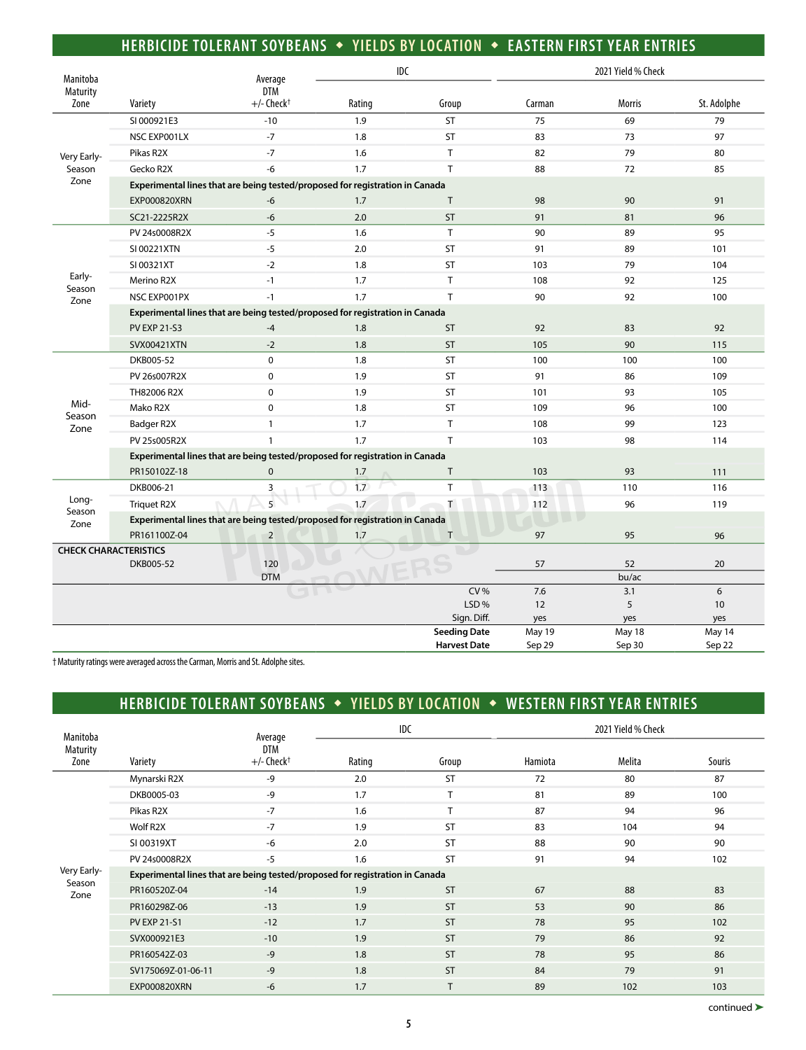## HERBICIDE TOLERANT SOYBEANS ◆ YIELDS BY LOCATION ◆ EASTERN FIRST YEAR ENTRIES

| Manitoba Maturity Zone | Variety | Average DTM +/- Check† | IDC | | 2021 Yield % Check | | |
|---|---|---|---|---|---|---|---|
| | | | Rating | Group | Carman | Morris | St. Adolphe |
| Very Early-Season Zone | SI 000921E3 | -10 | 1.9 | ST | 75 | 69 | 79 |
| | NSC EXP001LX | -7 | 1.8 | ST | 83 | 73 | 97 |
| | Pikas R2X | -7 | 1.6 | T | 82 | 79 | 80 |
| | Gecko R2X | -6 | 1.7 | T | 88 | 72 | 85 |
| | **Experimental lines that are being tested/proposed for registration in Canada** | | | | | | |
| | EXP000820XRN | -6 | 1.7 | T | 98 | 90 | 91 |
| | SC21-2225R2X | -6 | 2.0 | ST | 91 | 81 | 96 |
| Early-Season Zone | PV 24s0008R2X | -5 | 1.6 | T | 90 | 89 | 95 |
| | SI 00221XTN | -5 | 2.0 | ST | 91 | 89 | 101 |
| | SI 00321XT | -2 | 1.8 | ST | 103 | 79 | 104 |
| | Merino R2X | -1 | 1.7 | T | 108 | 92 | 125 |
| | NSC EXP001PX | -1 | 1.7 | T | 90 | 92 | 100 |
| | **Experimental lines that are being tested/proposed for registration in Canada** | | | | | | |
| | PV EXP 21-S3 | -4 | 1.8 | ST | 92 | 83 | 92 |
| | SVX00421XTN | -2 | 1.8 | ST | 105 | 90 | 115 |
| Mid-Season Zone | DKB005-52 | 0 | 1.8 | ST | 100 | 100 | 100 |
| | PV 26s007R2X | 0 | 1.9 | ST | 91 | 86 | 109 |
| | TH82006 R2X | 0 | 1.9 | ST | 101 | 93 | 105 |
| | Mako R2X | 0 | 1.8 | ST | 109 | 96 | 100 |
| | Badger R2X | 1 | 1.7 | T | 108 | 99 | 123 |
| | PV 25s005R2X | 1 | 1.7 | T | 103 | 98 | 114 |
| | **Experimental lines that are being tested/proposed for registration in Canada** | | | | | | |
| | PR150102Z-18 | 0 | 1.7 | T | 103 | 93 | 111 |
| Long-Season Zone | DKB006-21 | 3 | 1.7 | T | 113 | 110 | 116 |
| | Triquet R2X | 5 | 1.7 | T | 112 | 96 | 119 |
| | **Experimental lines that are being tested/proposed for registration in Canada** | | | | | | |
| | PR161100Z-04 | 2 | 1.7 | T | 97 | 95 | 96 |
| **CHECK CHARACTERISTICS** | | | | | | | |
| | DKB005-52 | 120 | | | 57 | 52 | 20 |
| | | DTM | | | | bu/ac | |
| | | | | CV % | 7.6 | 3.1 | 6 |
| | | | | LSD % | 12 | 5 | 10 |
| | | | | Sign. Diff. | yes | yes | yes |
| | | | | **Seeding Date** | May 19 | May 18 | May 14 |
| | | | | **Harvest Date** | Sep 29 | Sep 30 | Sep 22 |

† Maturity ratings were averaged across the Carman, Morris and St. Adolphe sites.

## HERBICIDE TOLERANT SOYBEANS ◆ YIELDS BY LOCATION ◆ WESTERN FIRST YEAR ENTRIES

| Manitoba Maturity Zone | Variety | Average DTM +/- Check† | IDC | | 2021 Yield % Check | | |
|---|---|---|---|---|---|---|---|
| | | | Rating | Group | Hamiota | Melita | Souris |
| Very Early-Season Zone | Mynarski R2X | -9 | 2.0 | ST | 72 | 80 | 87 |
| | DKB0005-03 | -9 | 1.7 | T | 81 | 89 | 100 |
| | Pikas R2X | -7 | 1.6 | T | 87 | 94 | 96 |
| | Wolf R2X | -7 | 1.9 | ST | 83 | 104 | 94 |
| | SI 00319XT | -6 | 2.0 | ST | 88 | 90 | 90 |
| | PV 24s0008R2X | -5 | 1.6 | ST | 91 | 94 | 102 |
| | **Experimental lines that are being tested/proposed for registration in Canada** | | | | | | |
| | PR160520Z-04 | -14 | 1.9 | ST | 67 | 88 | 83 |
| | PR160298Z-06 | -13 | 1.9 | ST | 53 | 90 | 86 |
| | PV EXP 21-S1 | -12 | 1.7 | ST | 78 | 95 | 102 |
| | SVX000921E3 | -10 | 1.9 | ST | 79 | 86 | 92 |
| | PR160542Z-03 | -9 | 1.8 | ST | 78 | 95 | 86 |
| | SV175069Z-01-06-11 | -9 | 1.8 | ST | 84 | 79 | 91 |
| | EXP000820XRN | -6 | 1.7 | T | 89 | 102 | 103 |

continued ➤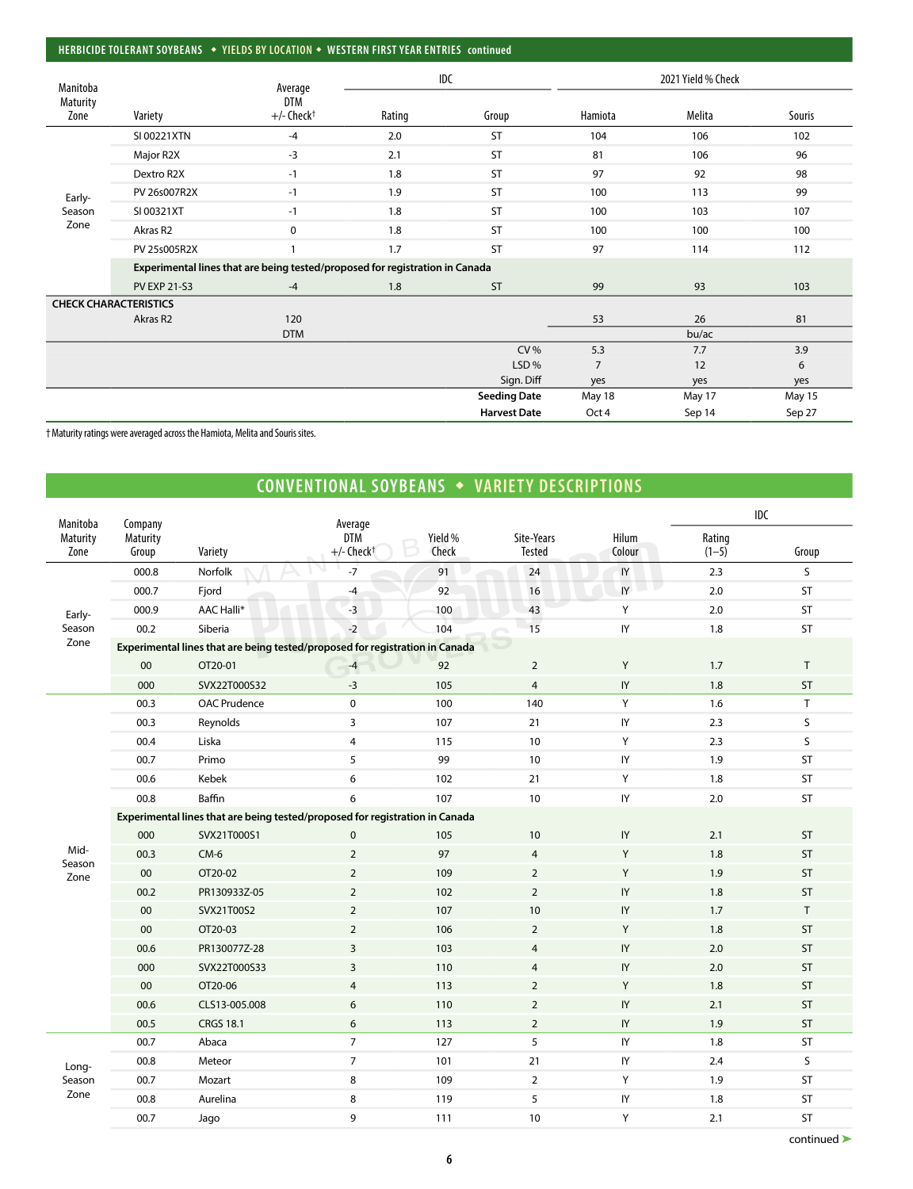## HERBICIDE TOLERANT SOYBEANS ◆ YIELDS BY LOCATION ◆ WESTERN FIRST YEAR ENTRIES continued

| Manitoba Maturity Zone | Variety | Average DTM +/- Check† | IDC | | 2021 Yield % Check | | |
|---|---|---|---|---|---|---|---|
| | | | Rating | Group | Hamiota | Melita | Souris |
| Early-Season Zone | SI 00221XTN | -4 | 2.0 | ST | 104 | 106 | 102 |
| | Major R2X | -3 | 2.1 | ST | 81 | 106 | 96 |
| | Dextro R2X | -1 | 1.8 | ST | 97 | 92 | 98 |
| | PV 26s007R2X | -1 | 1.9 | ST | 100 | 113 | 99 |
| | SI 00321XT | -1 | 1.8 | ST | 100 | 103 | 107 |
| | Akras R2 | 0 | 1.8 | ST | 100 | 100 | 100 |
| | PV 25s005R2X | 1 | 1.7 | ST | 97 | 114 | 112 |
| | **Experimental lines that are being tested/proposed for registration in Canada** | | | | | | |
| | PV EXP 21-S3 | -4 | 1.8 | ST | 99 | 93 | 103 |
| **CHECK CHARACTERISTICS** | | | | | | | |
| | Akras R2 | 120 DTM | | | 53 | 26 | 81 |
| | | | | | | bu/ac | |
| | | | | CV % | 5.3 | 7.7 | 3.9 |
| | | | | LSD % | 7 | 12 | 6 |
| | | | | Sign. Diff | yes | yes | yes |
| | | | | **Seeding Date** | May 18 | May 17 | May 15 |
| | | | | **Harvest Date** | Oct 4 | Sep 14 | Sep 27 |

† Maturity ratings were averaged across the Hamiota, Melita and Souris sites.

## CONVENTIONAL SOYBEANS ◆ VARIETY DESCRIPTIONS

| Manitoba Maturity Zone | Company Maturity Group | Variety | Average DTM +/- Check† | Yield % Check | Site-Years Tested | Hilum Colour | IDC | |
|---|---|---|---|---|---|---|---|---|
| | | | | | | | Rating (1–5) | Group |
| Early-Season Zone | 000.8 | Norfolk | -7 | 91 | 24 | IY | 2.3 | S |
| | 000.7 | Fjord | -4 | 92 | 16 | IY | 2.0 | ST |
| | 000.9 | AAC Halli* | -3 | 100 | 43 | Y | 2.0 | ST |
| | 00.2 | Siberia | -2 | 104 | 15 | IY | 1.8 | ST |
| | **Experimental lines that are being tested/proposed for registration in Canada** | | | | | | | |
| | 00 | OT20-01 | -4 | 92 | 2 | Y | 1.7 | T |
| | 000 | SVX22T000S32 | -3 | 105 | 4 | IY | 1.8 | ST |
| Mid-Season Zone | 00.3 | OAC Prudence | 0 | 100 | 140 | Y | 1.6 | T |
| | 00.3 | Reynolds | 3 | 107 | 21 | IY | 2.3 | S |
| | 00.4 | Liska | 4 | 115 | 10 | Y | 2.3 | S |
| | 00.7 | Primo | 5 | 99 | 10 | IY | 1.9 | ST |
| | 00.6 | Kebek | 6 | 102 | 21 | Y | 1.8 | ST |
| | 00.8 | Baffin | 6 | 107 | 10 | IY | 2.0 | ST |
| | **Experimental lines that are being tested/proposed for registration in Canada** | | | | | | | |
| | 000 | SVX21T000S1 | 0 | 105 | 10 | IY | 2.1 | ST |
| | 00.3 | CM-6 | 2 | 97 | 4 | Y | 1.8 | ST |
| | 00 | OT20-02 | 2 | 109 | 2 | Y | 1.9 | ST |
| | 00.2 | PR130933Z-05 | 2 | 102 | 2 | IY | 1.8 | ST |
| | 00 | SVX21T00S2 | 2 | 107 | 10 | IY | 1.7 | T |
| | 00 | OT20-03 | 2 | 106 | 2 | Y | 1.8 | ST |
| | 00.6 | PR130077Z-28 | 3 | 103 | 4 | IY | 2.0 | ST |
| | 000 | SVX22T000S33 | 3 | 110 | 4 | IY | 2.0 | ST |
| | 00 | OT20-06 | 4 | 113 | 2 | Y | 1.8 | ST |
| | 00.6 | CLS13-005.008 | 6 | 110 | 2 | IY | 2.1 | ST |
| | 00.5 | CRGS 18.1 | 6 | 113 | 2 | IY | 1.9 | ST |
| Long-Season Zone | 00.7 | Abaca | 7 | 127 | 5 | IY | 1.8 | ST |
| | 00.8 | Meteor | 7 | 101 | 21 | IY | 2.4 | S |
| | 00.7 | Mozart | 8 | 109 | 2 | Y | 1.9 | ST |
| | 00.8 | Aurelina | 8 | 119 | 5 | IY | 1.8 | ST |
| | 00.7 | Jago | 9 | 111 | 10 | Y | 2.1 | ST |

continued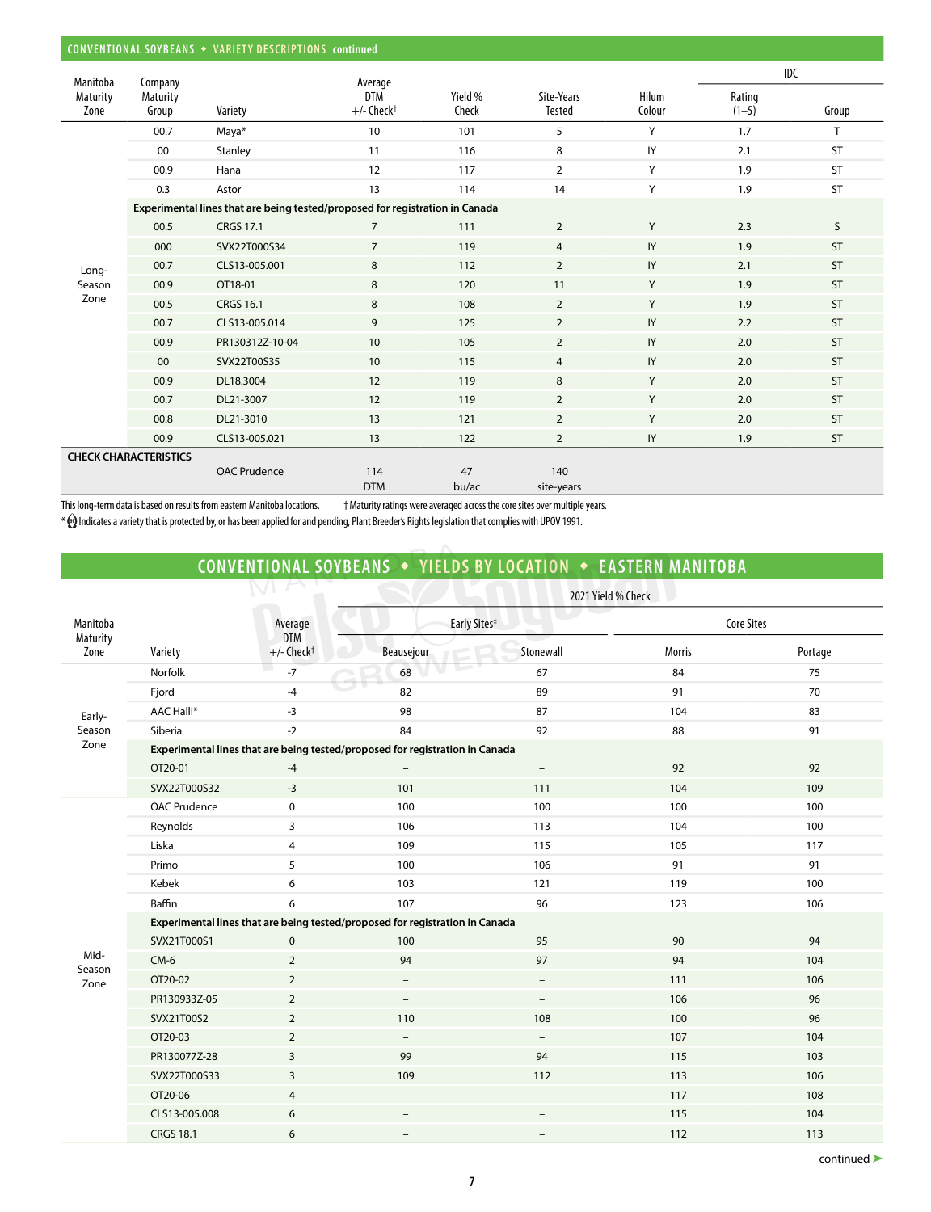## CONVENTIONAL SOYBEANS ◆ VARIETY DESCRIPTIONS continued

| Manitoba Maturity Zone | Company Maturity Group | Variety | Average DTM +/- Check† | Yield % Check | Site-Years Tested | Hilum Colour | IDC Rating (1–5) | IDC Group |
|---|---|---|---|---|---|---|---|---|
| Long-Season Zone | 00.7 | Maya* | 10 | 101 | 5 | Y | 1.7 | T |
| | 00 | Stanley | 11 | 116 | 8 | IY | 2.1 | ST |
| | 00.9 | Hana | 12 | 117 | 2 | Y | 1.9 | ST |
| | 0.3 | Astor | 13 | 114 | 14 | Y | 1.9 | ST |
| | **Experimental lines that are being tested/proposed for registration in Canada** | | | | | | | |
| | 00.5 | CRGS 17.1 | 7 | 111 | 2 | Y | 2.3 | S |
| | 000 | SVX22T000S34 | 7 | 119 | 4 | IY | 1.9 | ST |
| | 00.7 | CLS13-005.001 | 8 | 112 | 2 | IY | 2.1 | ST |
| | 00.9 | OT18-01 | 8 | 120 | 11 | Y | 1.9 | ST |
| | 00.5 | CRGS 16.1 | 8 | 108 | 2 | Y | 1.9 | ST |
| | 00.7 | CLS13-005.014 | 9 | 125 | 2 | IY | 2.2 | ST |
| | 00.9 | PR130312Z-10-04 | 10 | 105 | 2 | IY | 2.0 | ST |
| | 00 | SVX22T00S35 | 10 | 115 | 4 | IY | 2.0 | ST |
| | 00.9 | DL18.3004 | 12 | 119 | 8 | Y | 2.0 | ST |
| | 00.7 | DL21-3007 | 12 | 119 | 2 | Y | 2.0 | ST |
| | 00.8 | DL21-3010 | 13 | 121 | 2 | Y | 2.0 | ST |
| | 00.9 | CLS13-005.021 | 13 | 122 | 2 | IY | 1.9 | ST |
| **CHECK CHARACTERISTICS** | | OAC Prudence | 114 DTM | 47 bu/ac | 140 site-years | | | |

This long-term data is based on results from eastern Manitoba locations. † Maturity ratings were averaged across the core sites over multiple years.

* Indicates a variety that is protected by, or has been applied for and pending, Plant Breeder's Rights legislation that complies with UPOV 1991.

## CONVENTIONAL SOYBEANS ◆ YIELDS BY LOCATION ◆ EASTERN MANITOBA

| Manitoba Maturity Zone | Variety | Average DTM +/- Check† | 2021 Yield % Check – Early Sites† Beausejour | Early Sites† Stonewall | Core Sites Morris | Core Sites Portage |
|---|---|---|---|---|---|---|
| Early-Season Zone | Norfolk | -7 | 68 | 67 | 84 | 75 |
| | Fjord | -4 | 82 | 89 | 91 | 70 |
| | AAC Halli* | -3 | 98 | 87 | 104 | 83 |
| | Siberia | -2 | 84 | 92 | 88 | 91 |
| | **Experimental lines that are being tested/proposed for registration in Canada** | | | | | |
| | OT20-01 | -4 | – | – | 92 | 92 |
| | SVX22T000S32 | -3 | 101 | 111 | 104 | 109 |
| Mid-Season Zone | OAC Prudence | 0 | 100 | 100 | 100 | 100 |
| | Reynolds | 3 | 106 | 113 | 104 | 100 |
| | Liska | 4 | 109 | 115 | 105 | 117 |
| | Primo | 5 | 100 | 106 | 91 | 91 |
| | Kebek | 6 | 103 | 121 | 119 | 100 |
| | Baffin | 6 | 107 | 96 | 123 | 106 |
| | **Experimental lines that are being tested/proposed for registration in Canada** | | | | | |
| | SVX21T000S1 | 0 | 100 | 95 | 90 | 94 |
| | CM-6 | 2 | 94 | 97 | 94 | 104 |
| | OT20-02 | 2 | – | – | 111 | 106 |
| | PR130933Z-05 | 2 | – | – | 106 | 96 |
| | SVX21T00S2 | 2 | 110 | 108 | 100 | 96 |
| | OT20-03 | 2 | – | – | 107 | 104 |
| | PR130077Z-28 | 3 | 99 | 94 | 115 | 103 |
| | SVX22T000S33 | 3 | 109 | 112 | 113 | 106 |
| | OT20-06 | 4 | – | – | 117 | 108 |
| | CLS13-005.008 | 6 | – | – | 115 | 104 |
| | CRGS 18.1 | 6 | – | – | 112 | 113 |

continued ➤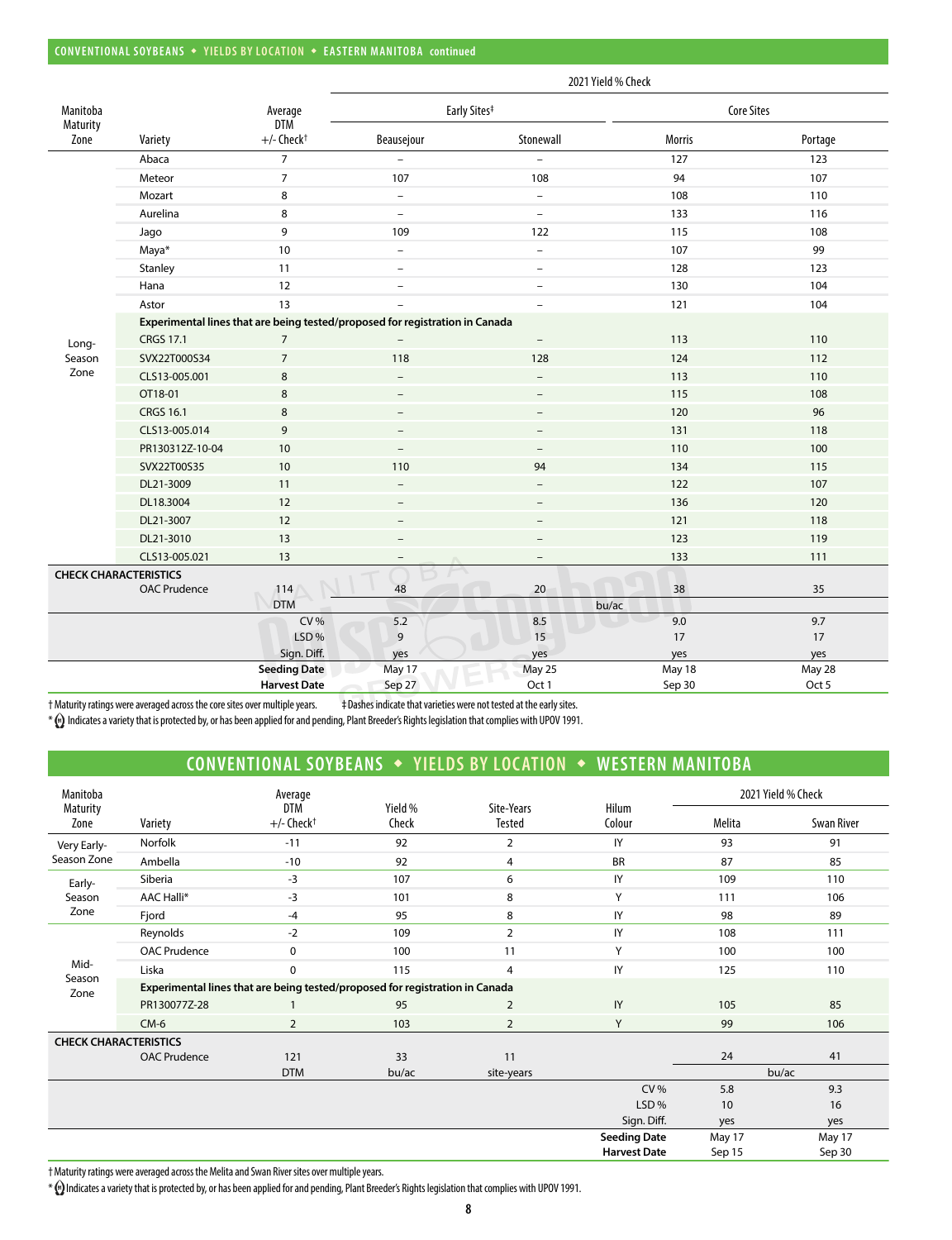## CONVENTIONAL SOYBEANS ◆ YIELDS BY LOCATION ◆ EASTERN MANITOBA continued

| Manitoba Maturity Zone | Variety | Average DTM +/- Check† | 2021 Yield % Check | | | |
|---|---|---|---|---|---|---|
| | | | Early Sites‡ | | Core Sites | |
| | | | Beausejour | Stonewall | Morris | Portage |
| Long-Season Zone | Abaca | 7 | – | – | 127 | 123 |
| | Meteor | 7 | 107 | 108 | 94 | 107 |
| | Mozart | 8 | – | – | 108 | 110 |
| | Aurelina | 8 | – | – | 133 | 116 |
| | Jago | 9 | 109 | 122 | 115 | 108 |
| | Maya* | 10 | – | – | 107 | 99 |
| | Stanley | 11 | – | – | 128 | 123 |
| | Hana | 12 | – | – | 130 | 104 |
| | Astor | 13 | – | – | 121 | 104 |
| | **Experimental lines that are being tested/proposed for registration in Canada** | | | | | |
| | CRGS 17.1 | 7 | – | – | 113 | 110 |
| | SVX22T000S34 | 7 | 118 | 128 | 124 | 112 |
| | CLS13-005.001 | 8 | – | – | 113 | 110 |
| | OT18-01 | 8 | – | – | 115 | 108 |
| | CRGS 16.1 | 8 | – | – | 120 | 96 |
| | CLS13-005.014 | 9 | – | – | 131 | 118 |
| | PR130312Z-10-04 | 10 | – | – | 110 | 100 |
| | SVX22T00S35 | 10 | 110 | 94 | 134 | 115 |
| | DL21-3009 | 11 | – | – | 122 | 107 |
| | DL18.3004 | 12 | – | – | 136 | 120 |
| | DL21-3007 | 12 | – | – | 121 | 118 |
| | DL21-3010 | 13 | – | – | 123 | 119 |
| | CLS13-005.021 | 13 | – | – | 133 | 111 |
| **CHECK CHARACTERISTICS** | | | | | | |
| | OAC Prudence | 114 | 48 | 20 | 38 | 35 |
| | | DTM | bu/ac | | | |
| | | CV % | 5.2 | 8.5 | 9.0 | 9.7 |
| | | LSD % | 9 | 15 | 17 | 17 |
| | | Sign. Diff. | yes | yes | yes | yes |
| | | **Seeding Date** | May 17 | May 25 | May 18 | May 28 |
| | | **Harvest Date** | Sep 27 | Oct 1 | Sep 30 | Oct 5 |

† Maturity ratings were averaged across the core sites over multiple years. ‡ Dashes indicate that varieties were not tested at the early sites.

* Indicates a variety that is protected by, or has been applied for and pending, Plant Breeder's Rights legislation that complies with UPOV 1991.

## CONVENTIONAL SOYBEANS ◆ YIELDS BY LOCATION ◆ WESTERN MANITOBA

| Manitoba Maturity Zone | Variety | Average DTM +/- Check† | Yield % Check | Site-Years Tested | Hilum Colour | 2021 Yield % Check | |
|---|---|---|---|---|---|---|---|
| | | | | | | Melita | Swan River |
| Very Early-Season Zone | Norfolk | -11 | 92 | 2 | IY | 93 | 91 |
| | Ambella | -10 | 92 | 4 | BR | 87 | 85 |
| Early-Season Zone | Siberia | -3 | 107 | 6 | IY | 109 | 110 |
| | AAC Halli* | -3 | 101 | 8 | Y | 111 | 106 |
| | Fjord | -4 | 95 | 8 | IY | 98 | 89 |
| Mid-Season Zone | Reynolds | -2 | 109 | 2 | IY | 108 | 111 |
| | OAC Prudence | 0 | 100 | 11 | Y | 100 | 100 |
| | Liska | 0 | 115 | 4 | IY | 125 | 110 |
| | **Experimental lines that are being tested/proposed for registration in Canada** | | | | | | |
| | PR130077Z-28 | 1 | 95 | 2 | IY | 105 | 85 |
| | CM-6 | 2 | 103 | 2 | Y | 99 | 106 |
| **CHECK CHARACTERISTICS** | | | | | | | |
| | OAC Prudence | 121 | 33 | 11 | | 24 | 41 |
| | | DTM | bu/ac | site-years | | bu/ac | |
| | | | | | CV % | 5.8 | 9.3 |
| | | | | | LSD % | 10 | 16 |
| | | | | | Sign. Diff. | yes | yes |
| | | | | | **Seeding Date** | May 17 | May 17 |
| | | | | | **Harvest Date** | Sep 15 | Sep 30 |

† Maturity ratings were averaged across the Melita and Swan River sites over multiple years.

* Indicates a variety that is protected by, or has been applied for and pending, Plant Breeder's Rights legislation that complies with UPOV 1991.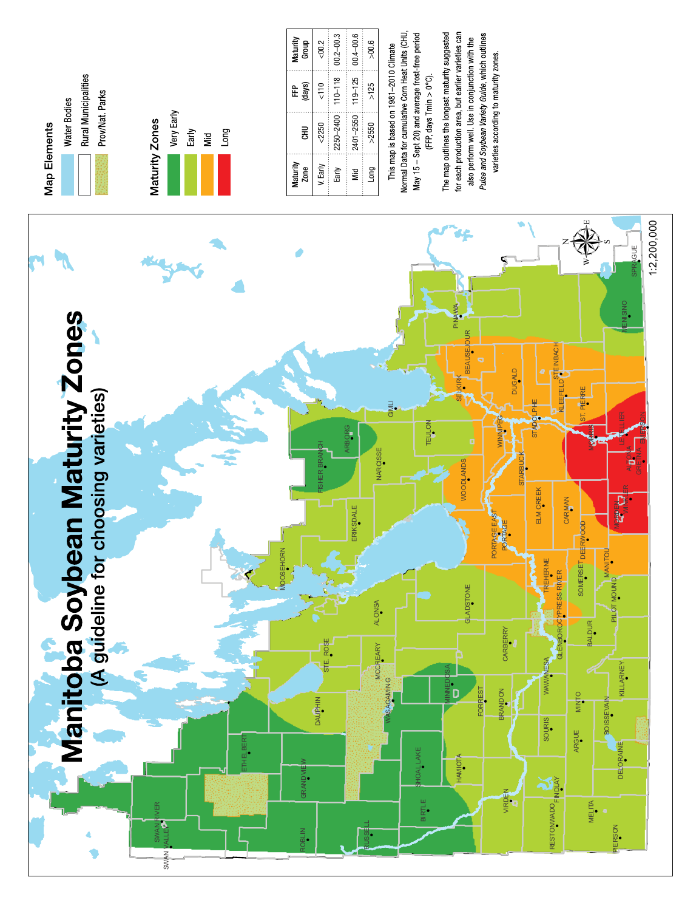# Manitoba Soybean Maturity Zones

## (A guideline for choosing varieties)

SWAN RIVER
SWAN VALLEY
ROBLIN
RUSSELL
ETHELBERT
GRANDVIEW
DAUPHIN
SHOAL LAKE
BIRTLE
HAMIOTA
WASAGAMING
MCCREARY
STE. ROSE
MINNEDOSA
ALONSA
MOOSEHORN
ERIKSDALE
FISHER BRANCH
ARBORG
NARCISSE
GIMLI
TEULON
SELKIRK
BEAUSEJOUR
PINAWA
WINNIPEG
DUGALD
STEINBACH
KLEEFELD
ST. PIERRE
STADOLPHE
MORRIS
LETELLIER
EMERSON
ALTONA
GRETNA
WINKLER
MORDEN
CARMAN
ELM CREEK
STARBUCK
WOODLANDS
PORTAGE EAST
PORTAGE
TREHERNE
SOMERSET
DEERWOOD
MANITOU
PILOT MOUND
CYPRESS RIVER
GLENBORO
BALDUR
CARBERRY
GLADSTONE
WAWANESA
FORREST
BRANDON
SOURIS
MINTO
KILLARNEY
BOISSEVAIN
ARGUE
DELORAINE
VIRDEN
FINDLAY
RESTON
WADO
MELITA
PIERSON
MENISINO
SPRAGUE

N
E
S
W

1:2,200,000

### Map Elements

- Water Bodies
- Rural Municipalities
- Prov/Nat. Parks

### Maturity Zones

- Very Early
- Early
- Mid
- Long

| Maturity Zone | CHU | FFP (days) | Maturity Group |
|---|---|---|---|
| V. Early | <2250 | <110 | <00.2 |
| Early | 2250–2400 | 110–118 | 00.2–00.3 |
| Mid | 2401–2550 | 119–125 | 00.4–00.6 |
| Long | >2550 | >125 | >00.6 |

This map is based on 1981–2010 Climate Normal Data for cumulative Corn Heat Units (CHU, May 15 – Sept 20) and average frost-free period (FFP, days Tmin > 0°C).

The map outlines the longest maturity suggested for each production area, but earlier varieties can also perform well. Use in conjunction with the *Pulse and Soybean Variety Guide*, which outlines varieties according to maturity zones.